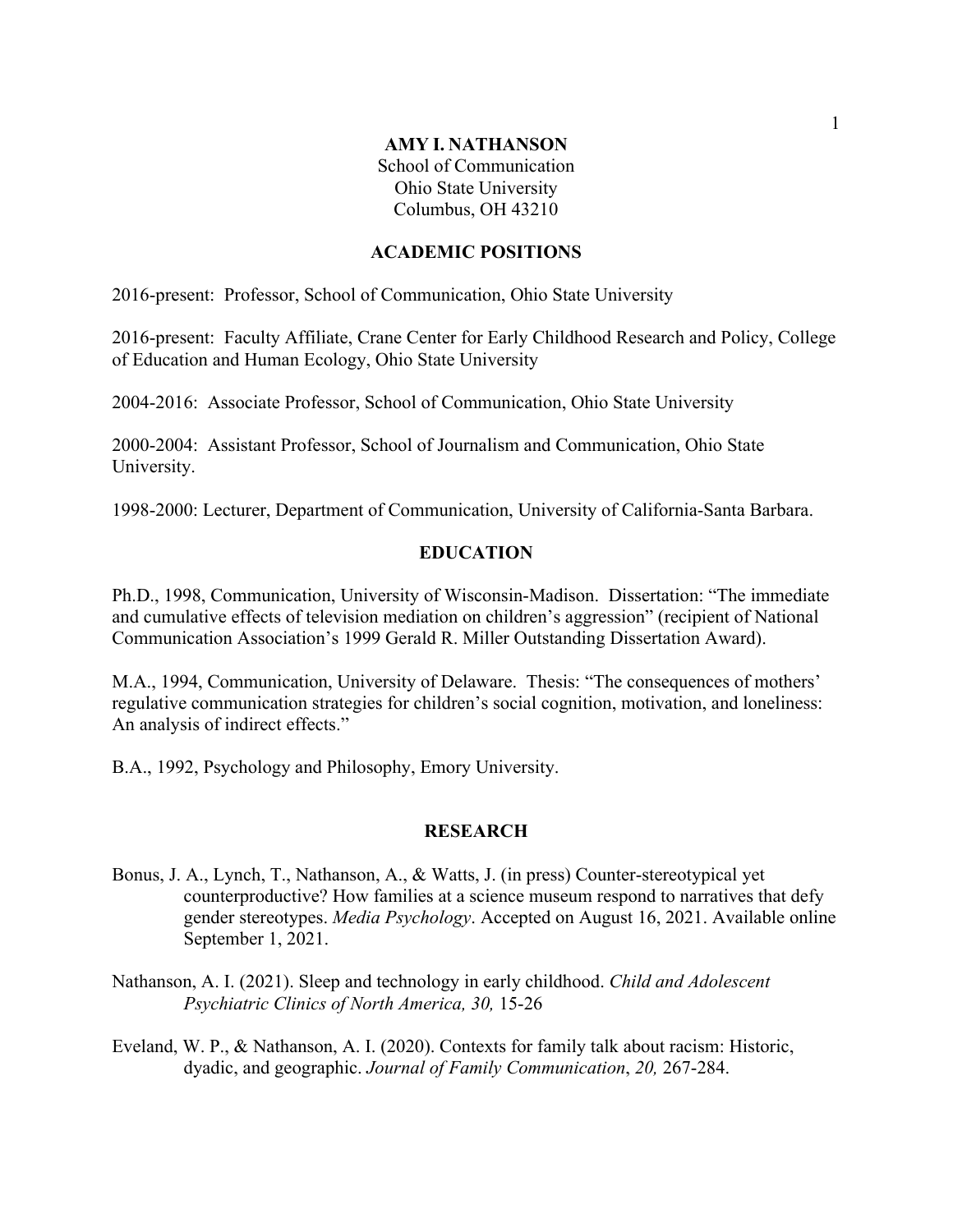# AMY I. NATHANSON

School of Communication
Ohio State University
Columbus, OH 43210

## ACADEMIC POSITIONS

2016-present: Professor, School of Communication, Ohio State University

2016-present: Faculty Affiliate, Crane Center for Early Childhood Research and Policy, College of Education and Human Ecology, Ohio State University

2004-2016: Associate Professor, School of Communication, Ohio State University

2000-2004: Assistant Professor, School of Journalism and Communication, Ohio State University.

1998-2000: Lecturer, Department of Communication, University of California-Santa Barbara.

## EDUCATION

Ph.D., 1998, Communication, University of Wisconsin-Madison. Dissertation: "The immediate and cumulative effects of television mediation on children's aggression" (recipient of National Communication Association's 1999 Gerald R. Miller Outstanding Dissertation Award).

M.A., 1994, Communication, University of Delaware. Thesis: "The consequences of mothers' regulative communication strategies for children's social cognition, motivation, and loneliness: An analysis of indirect effects."

B.A., 1992, Psychology and Philosophy, Emory University.

## RESEARCH

Bonus, J. A., Lynch, T., Nathanson, A., & Watts, J. (in press) Counter-stereotypical yet counterproductive? How families at a science museum respond to narratives that defy gender stereotypes. *Media Psychology*. Accepted on August 16, 2021. Available online September 1, 2021.

Nathanson, A. I. (2021). Sleep and technology in early childhood. *Child and Adolescent Psychiatric Clinics of North America, 30,* 15-26

Eveland, W. P., & Nathanson, A. I. (2020). Contexts for family talk about racism: Historic, dyadic, and geographic. *Journal of Family Communication*, *20,* 267-284.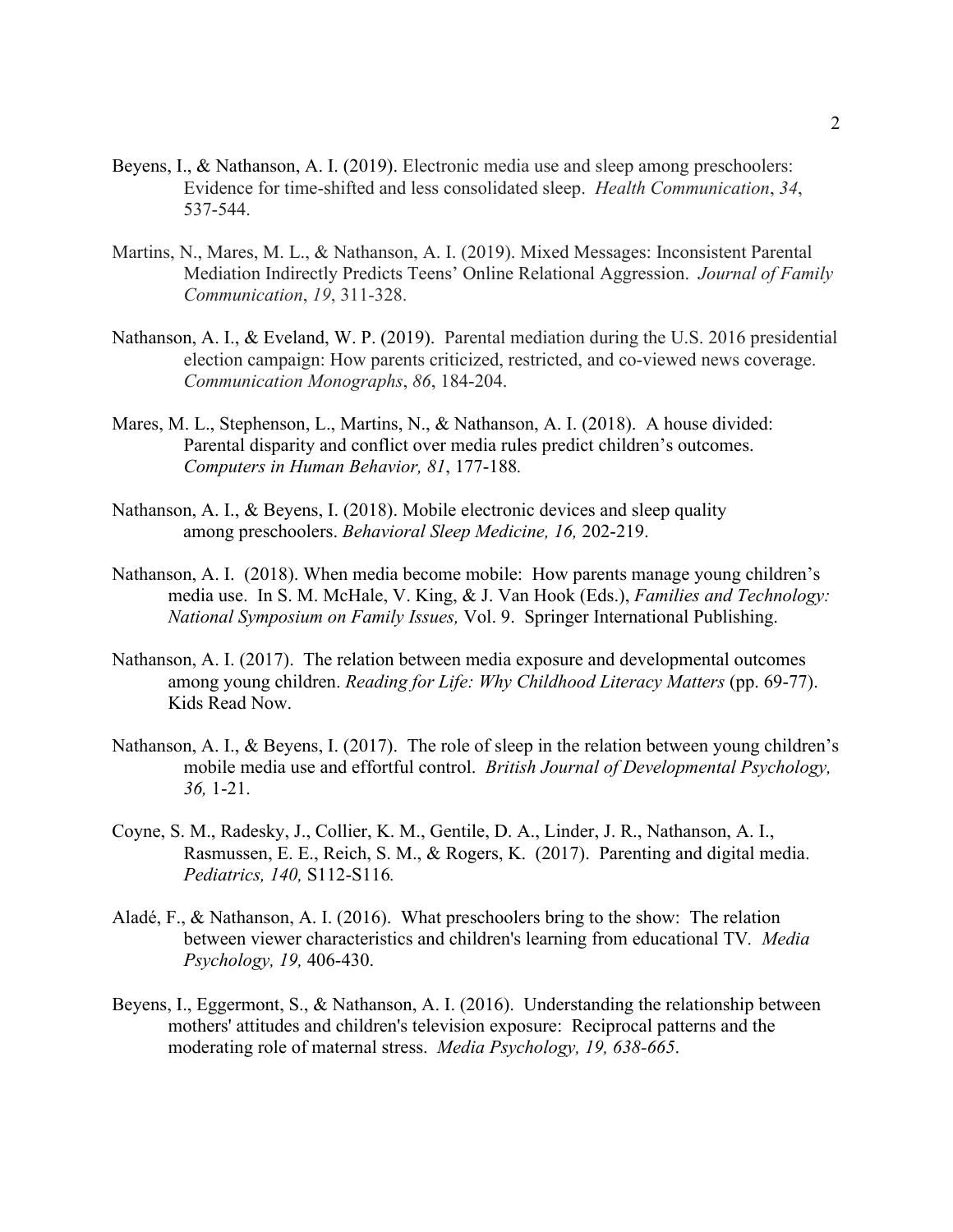Beyens, I., & Nathanson, A. I. (2019). Electronic media use and sleep among preschoolers: Evidence for time-shifted and less consolidated sleep. *Health Communication*, *34*, 537-544.

Martins, N., Mares, M. L., & Nathanson, A. I. (2019). Mixed Messages: Inconsistent Parental Mediation Indirectly Predicts Teens' Online Relational Aggression. *Journal of Family Communication*, *19*, 311-328.

Nathanson, A. I., & Eveland, W. P. (2019). Parental mediation during the U.S. 2016 presidential election campaign: How parents criticized, restricted, and co-viewed news coverage. *Communication Monographs*, *86*, 184-204.

Mares, M. L., Stephenson, L., Martins, N., & Nathanson, A. I. (2018). A house divided: Parental disparity and conflict over media rules predict children's outcomes. *Computers in Human Behavior, 81*, 177-188.

Nathanson, A. I., & Beyens, I. (2018). Mobile electronic devices and sleep quality among preschoolers. *Behavioral Sleep Medicine, 16,* 202-219.

Nathanson, A. I. (2018). When media become mobile: How parents manage young children's media use. In S. M. McHale, V. King, & J. Van Hook (Eds.), *Families and Technology: National Symposium on Family Issues,* Vol. 9. Springer International Publishing.

Nathanson, A. I. (2017). The relation between media exposure and developmental outcomes among young children. *Reading for Life: Why Childhood Literacy Matters* (pp. 69-77). Kids Read Now.

Nathanson, A. I., & Beyens, I. (2017). The role of sleep in the relation between young children's mobile media use and effortful control. *British Journal of Developmental Psychology, 36,* 1-21.

Coyne, S. M., Radesky, J., Collier, K. M., Gentile, D. A., Linder, J. R., Nathanson, A. I., Rasmussen, E. E., Reich, S. M., & Rogers, K. (2017). Parenting and digital media. *Pediatrics, 140,* S112-S116*.*

Aladé, F., & Nathanson, A. I. (2016). What preschoolers bring to the show: The relation between viewer characteristics and children's learning from educational TV. *Media Psychology, 19,* 406-430.

Beyens, I., Eggermont, S., & Nathanson, A. I. (2016). Understanding the relationship between mothers' attitudes and children's television exposure: Reciprocal patterns and the moderating role of maternal stress. *Media Psychology, 19, 638-665*.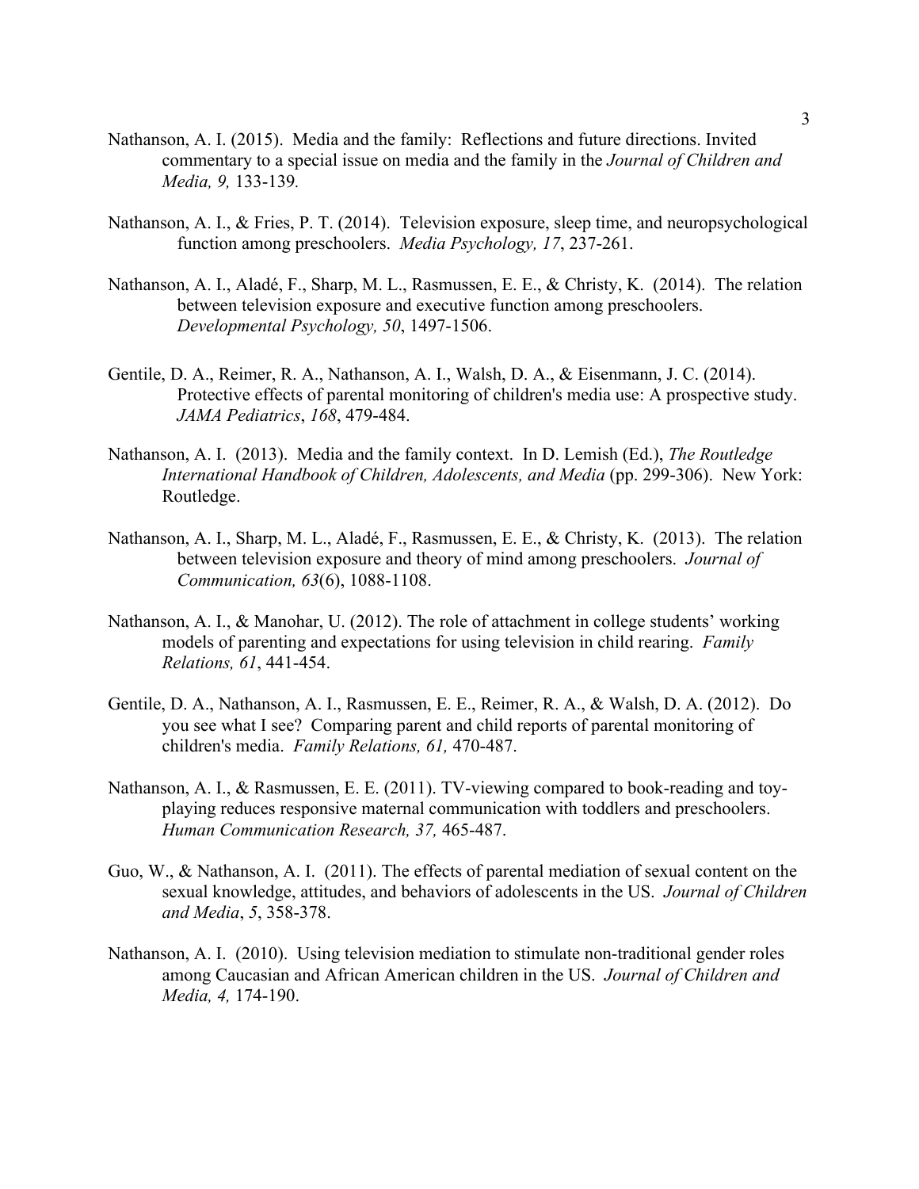Nathanson, A. I. (2015). Media and the family: Reflections and future directions. Invited commentary to a special issue on media and the family in the *Journal of Children and Media, 9,* 133-139.

Nathanson, A. I., & Fries, P. T. (2014). Television exposure, sleep time, and neuropsychological function among preschoolers. *Media Psychology, 17*, 237-261.

Nathanson, A. I., Aladé, F., Sharp, M. L., Rasmussen, E. E., & Christy, K. (2014). The relation between television exposure and executive function among preschoolers. *Developmental Psychology, 50*, 1497-1506.

Gentile, D. A., Reimer, R. A., Nathanson, A. I., Walsh, D. A., & Eisenmann, J. C. (2014). Protective effects of parental monitoring of children's media use: A prospective study. *JAMA Pediatrics*, *168*, 479-484.

Nathanson, A. I. (2013). Media and the family context. In D. Lemish (Ed.), *The Routledge International Handbook of Children, Adolescents, and Media* (pp. 299-306). New York: Routledge.

Nathanson, A. I., Sharp, M. L., Aladé, F., Rasmussen, E. E., & Christy, K. (2013). The relation between television exposure and theory of mind among preschoolers. *Journal of Communication, 63*(6), 1088-1108.

Nathanson, A. I., & Manohar, U. (2012). The role of attachment in college students' working models of parenting and expectations for using television in child rearing. *Family Relations, 61*, 441-454.

Gentile, D. A., Nathanson, A. I., Rasmussen, E. E., Reimer, R. A., & Walsh, D. A. (2012). Do you see what I see? Comparing parent and child reports of parental monitoring of children's media. *Family Relations, 61,* 470-487.

Nathanson, A. I., & Rasmussen, E. E. (2011). TV-viewing compared to book-reading and toy-playing reduces responsive maternal communication with toddlers and preschoolers. *Human Communication Research, 37,* 465-487.

Guo, W., & Nathanson, A. I. (2011). The effects of parental mediation of sexual content on the sexual knowledge, attitudes, and behaviors of adolescents in the US. *Journal of Children and Media*, *5*, 358-378.

Nathanson, A. I. (2010). Using television mediation to stimulate non-traditional gender roles among Caucasian and African American children in the US. *Journal of Children and Media, 4,* 174-190.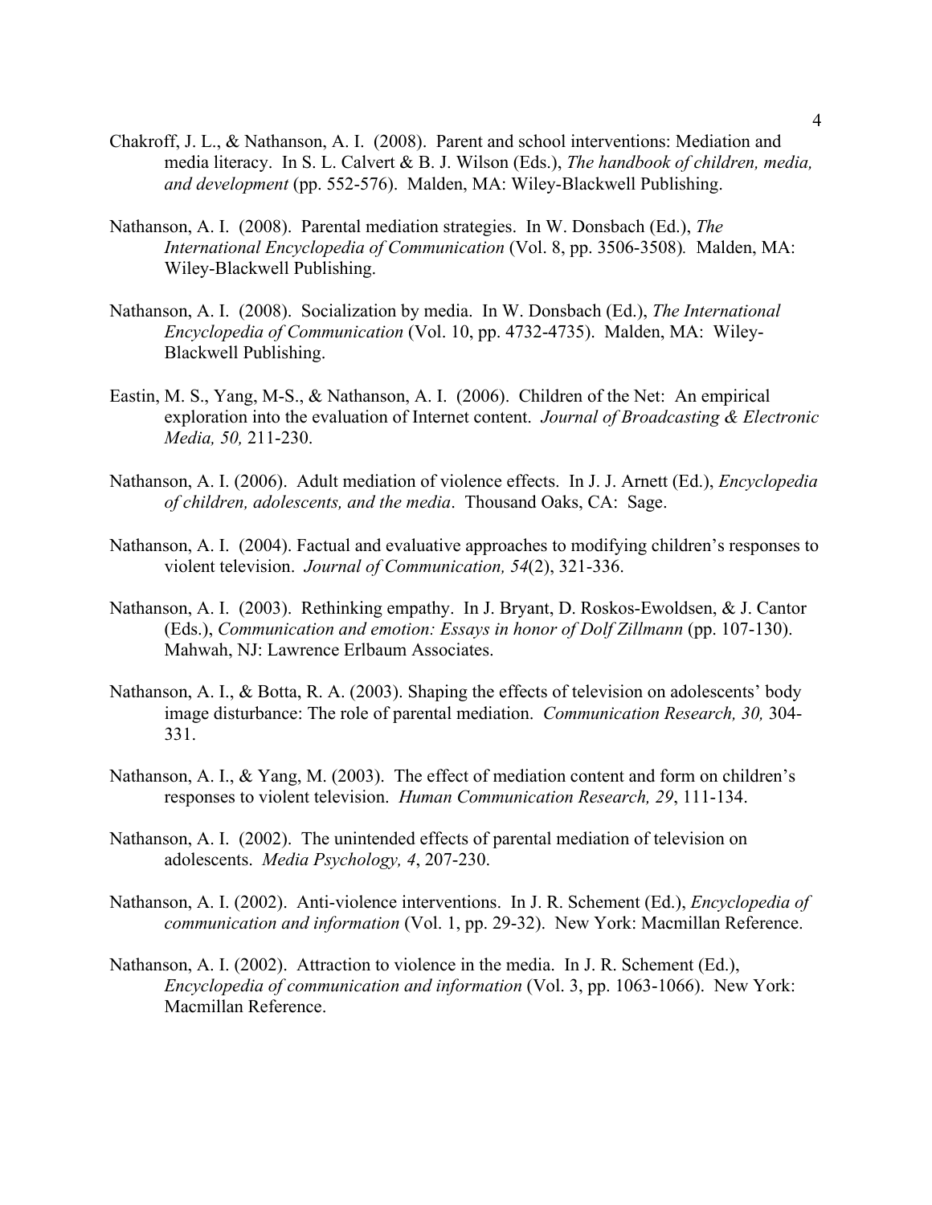Chakroff, J. L., & Nathanson, A. I. (2008). Parent and school interventions: Mediation and media literacy. In S. L. Calvert & B. J. Wilson (Eds.), *The handbook of children, media, and development* (pp. 552-576). Malden, MA: Wiley-Blackwell Publishing.

Nathanson, A. I. (2008). Parental mediation strategies. In W. Donsbach (Ed.), *The International Encyclopedia of Communication* (Vol. 8, pp. 3506-3508). Malden, MA: Wiley-Blackwell Publishing.

Nathanson, A. I. (2008). Socialization by media. In W. Donsbach (Ed.), *The International Encyclopedia of Communication* (Vol. 10, pp. 4732-4735). Malden, MA: Wiley-Blackwell Publishing.

Eastin, M. S., Yang, M-S., & Nathanson, A. I. (2006). Children of the Net: An empirical exploration into the evaluation of Internet content. *Journal of Broadcasting & Electronic Media, 50,* 211-230.

Nathanson, A. I. (2006). Adult mediation of violence effects. In J. J. Arnett (Ed.), *Encyclopedia of children, adolescents, and the media*. Thousand Oaks, CA: Sage.

Nathanson, A. I. (2004). Factual and evaluative approaches to modifying children's responses to violent television. *Journal of Communication, 54*(2), 321-336.

Nathanson, A. I. (2003). Rethinking empathy. In J. Bryant, D. Roskos-Ewoldsen, & J. Cantor (Eds.), *Communication and emotion: Essays in honor of Dolf Zillmann* (pp. 107-130). Mahwah, NJ: Lawrence Erlbaum Associates.

Nathanson, A. I., & Botta, R. A. (2003). Shaping the effects of television on adolescents' body image disturbance: The role of parental mediation. *Communication Research, 30,* 304-331.

Nathanson, A. I., & Yang, M. (2003). The effect of mediation content and form on children's responses to violent television. *Human Communication Research, 29*, 111-134.

Nathanson, A. I. (2002). The unintended effects of parental mediation of television on adolescents. *Media Psychology, 4*, 207-230.

Nathanson, A. I. (2002). Anti-violence interventions. In J. R. Schement (Ed.), *Encyclopedia of communication and information* (Vol. 1, pp. 29-32). New York: Macmillan Reference.

Nathanson, A. I. (2002). Attraction to violence in the media. In J. R. Schement (Ed.), *Encyclopedia of communication and information* (Vol. 3, pp. 1063-1066). New York: Macmillan Reference.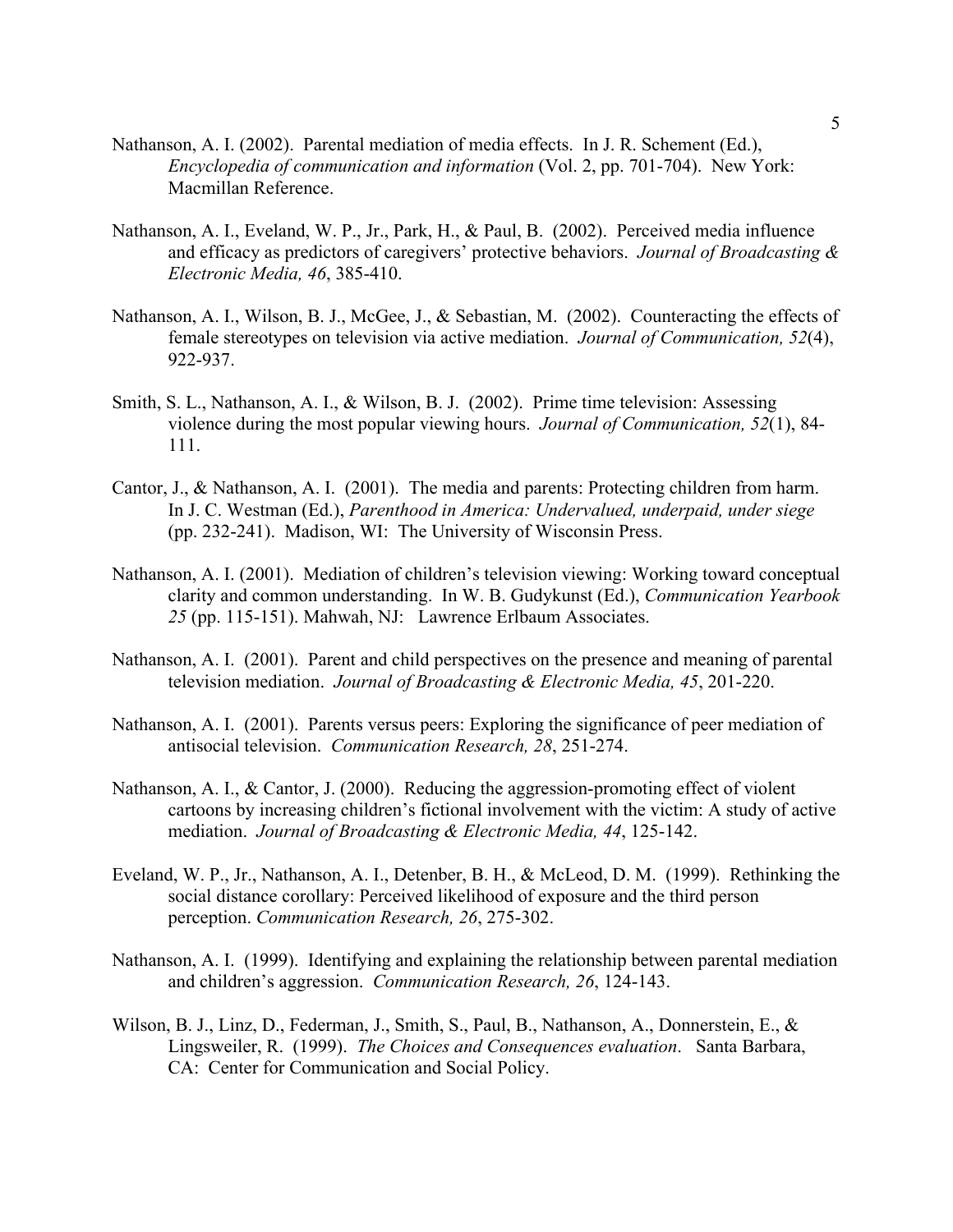Nathanson, A. I. (2002). Parental mediation of media effects. In J. R. Schement (Ed.), *Encyclopedia of communication and information* (Vol. 2, pp. 701-704). New York: Macmillan Reference.

Nathanson, A. I., Eveland, W. P., Jr., Park, H., & Paul, B. (2002). Perceived media influence and efficacy as predictors of caregivers' protective behaviors. *Journal of Broadcasting & Electronic Media, 46*, 385-410.

Nathanson, A. I., Wilson, B. J., McGee, J., & Sebastian, M. (2002). Counteracting the effects of female stereotypes on television via active mediation. *Journal of Communication, 52*(4), 922-937.

Smith, S. L., Nathanson, A. I., & Wilson, B. J. (2002). Prime time television: Assessing violence during the most popular viewing hours. *Journal of Communication, 52*(1), 84-111.

Cantor, J., & Nathanson, A. I. (2001). The media and parents: Protecting children from harm. In J. C. Westman (Ed.), *Parenthood in America: Undervalued, underpaid, under siege* (pp. 232-241). Madison, WI: The University of Wisconsin Press.

Nathanson, A. I. (2001). Mediation of children's television viewing: Working toward conceptual clarity and common understanding. In W. B. Gudykunst (Ed.), *Communication Yearbook 25* (pp. 115-151). Mahwah, NJ: Lawrence Erlbaum Associates.

Nathanson, A. I. (2001). Parent and child perspectives on the presence and meaning of parental television mediation. *Journal of Broadcasting & Electronic Media, 45*, 201-220.

Nathanson, A. I. (2001). Parents versus peers: Exploring the significance of peer mediation of antisocial television. *Communication Research, 28*, 251-274.

Nathanson, A. I., & Cantor, J. (2000). Reducing the aggression-promoting effect of violent cartoons by increasing children's fictional involvement with the victim: A study of active mediation. *Journal of Broadcasting & Electronic Media, 44*, 125-142.

Eveland, W. P., Jr., Nathanson, A. I., Detenber, B. H., & McLeod, D. M. (1999). Rethinking the social distance corollary: Perceived likelihood of exposure and the third person perception. *Communication Research, 26*, 275-302.

Nathanson, A. I. (1999). Identifying and explaining the relationship between parental mediation and children's aggression. *Communication Research, 26*, 124-143.

Wilson, B. J., Linz, D., Federman, J., Smith, S., Paul, B., Nathanson, A., Donnerstein, E., & Lingsweiler, R. (1999). *The Choices and Consequences evaluation*. Santa Barbara, CA: Center for Communication and Social Policy.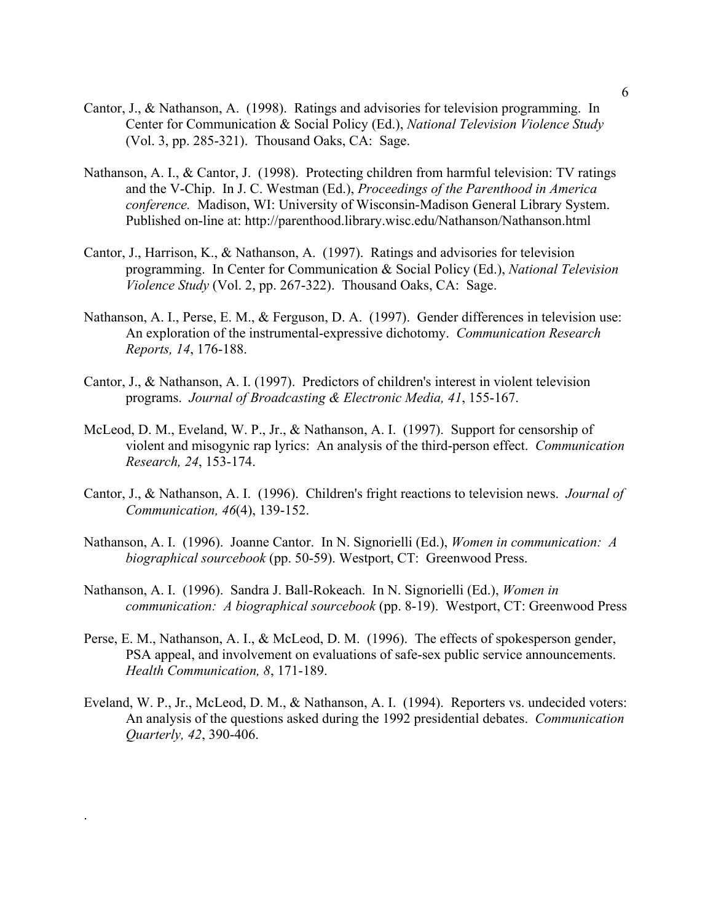Cantor, J., & Nathanson, A. (1998). Ratings and advisories for television programming. In Center for Communication & Social Policy (Ed.), *National Television Violence Study* (Vol. 3, pp. 285-321). Thousand Oaks, CA: Sage.

Nathanson, A. I., & Cantor, J. (1998). Protecting children from harmful television: TV ratings and the V-Chip. In J. C. Westman (Ed.), *Proceedings of the Parenthood in America conference.* Madison, WI: University of Wisconsin-Madison General Library System. Published on-line at: http://parenthood.library.wisc.edu/Nathanson/Nathanson.html

Cantor, J., Harrison, K., & Nathanson, A. (1997). Ratings and advisories for television programming. In Center for Communication & Social Policy (Ed.), *National Television Violence Study* (Vol. 2, pp. 267-322). Thousand Oaks, CA: Sage.

Nathanson, A. I., Perse, E. M., & Ferguson, D. A. (1997). Gender differences in television use: An exploration of the instrumental-expressive dichotomy. *Communication Research Reports, 14*, 176-188.

Cantor, J., & Nathanson, A. I. (1997). Predictors of children's interest in violent television programs. *Journal of Broadcasting & Electronic Media, 41*, 155-167.

McLeod, D. M., Eveland, W. P., Jr., & Nathanson, A. I. (1997). Support for censorship of violent and misogynic rap lyrics: An analysis of the third-person effect. *Communication Research, 24*, 153-174.

Cantor, J., & Nathanson, A. I. (1996). Children's fright reactions to television news. *Journal of Communication, 46*(4), 139-152.

Nathanson, A. I. (1996). Joanne Cantor. In N. Signorielli (Ed.), *Women in communication: A biographical sourcebook* (pp. 50-59). Westport, CT: Greenwood Press.

Nathanson, A. I. (1996). Sandra J. Ball-Rokeach. In N. Signorielli (Ed.), *Women in communication: A biographical sourcebook* (pp. 8-19). Westport, CT: Greenwood Press

Perse, E. M., Nathanson, A. I., & McLeod, D. M. (1996). The effects of spokesperson gender, PSA appeal, and involvement on evaluations of safe-sex public service announcements. *Health Communication, 8*, 171-189.

Eveland, W. P., Jr., McLeod, D. M., & Nathanson, A. I. (1994). Reporters vs. undecided voters: An analysis of the questions asked during the 1992 presidential debates. *Communication Quarterly, 42*, 390-406.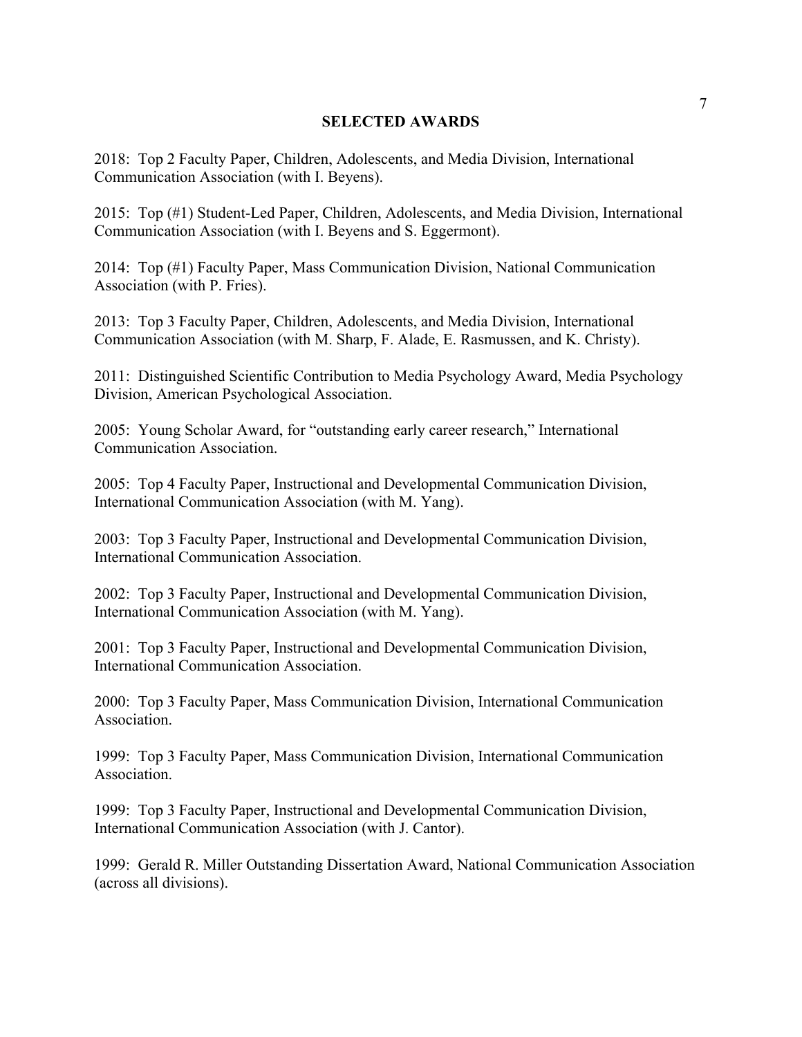## SELECTED AWARDS

2018: Top 2 Faculty Paper, Children, Adolescents, and Media Division, International Communication Association (with I. Beyens).

2015: Top (#1) Student-Led Paper, Children, Adolescents, and Media Division, International Communication Association (with I. Beyens and S. Eggermont).

2014: Top (#1) Faculty Paper, Mass Communication Division, National Communication Association (with P. Fries).

2013: Top 3 Faculty Paper, Children, Adolescents, and Media Division, International Communication Association (with M. Sharp, F. Alade, E. Rasmussen, and K. Christy).

2011: Distinguished Scientific Contribution to Media Psychology Award, Media Psychology Division, American Psychological Association.

2005: Young Scholar Award, for "outstanding early career research," International Communication Association.

2005: Top 4 Faculty Paper, Instructional and Developmental Communication Division, International Communication Association (with M. Yang).

2003: Top 3 Faculty Paper, Instructional and Developmental Communication Division, International Communication Association.

2002: Top 3 Faculty Paper, Instructional and Developmental Communication Division, International Communication Association (with M. Yang).

2001: Top 3 Faculty Paper, Instructional and Developmental Communication Division, International Communication Association.

2000: Top 3 Faculty Paper, Mass Communication Division, International Communication Association.

1999: Top 3 Faculty Paper, Mass Communication Division, International Communication Association.

1999: Top 3 Faculty Paper, Instructional and Developmental Communication Division, International Communication Association (with J. Cantor).

1999: Gerald R. Miller Outstanding Dissertation Award, National Communication Association (across all divisions).